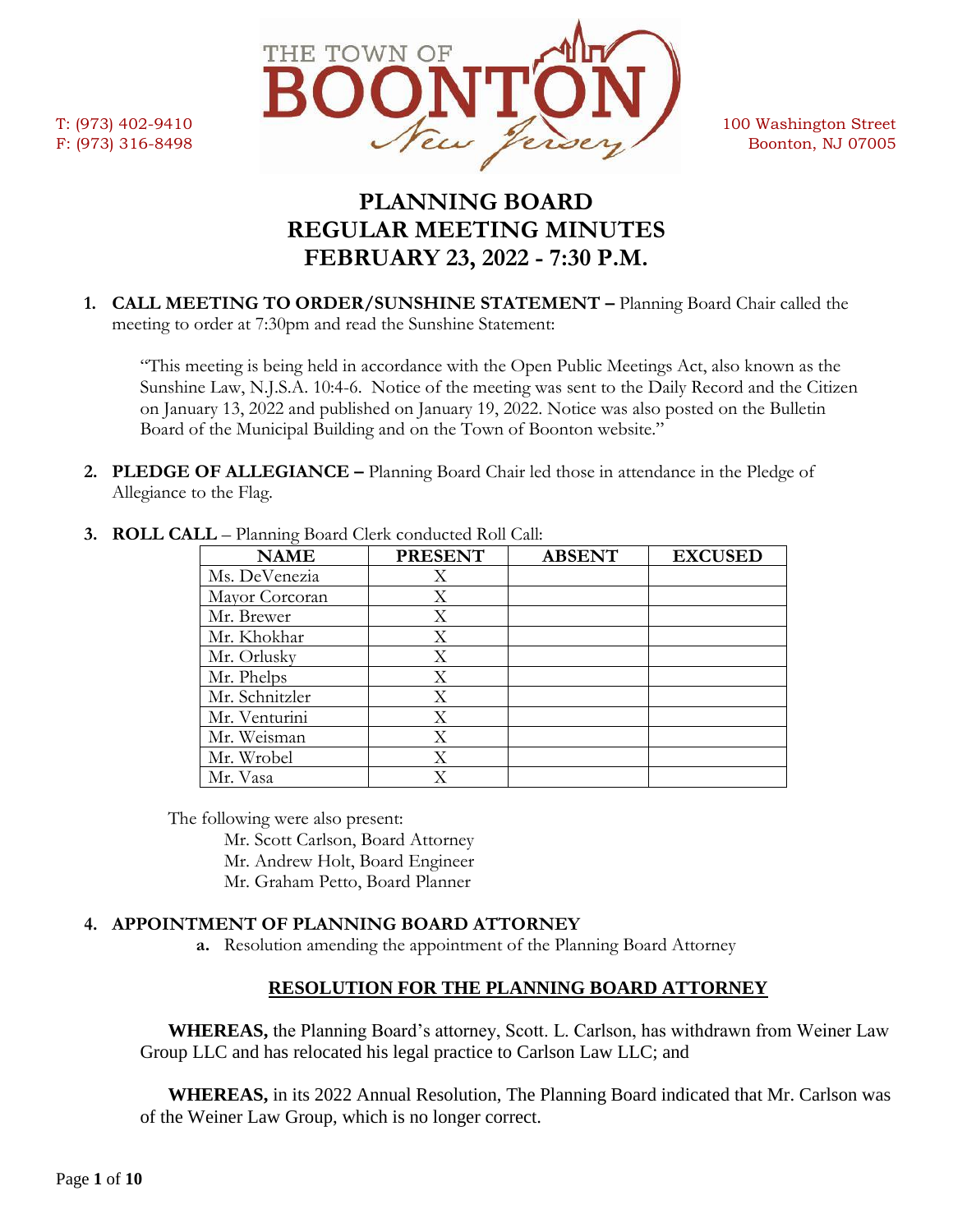T: (973) 402-9410
F: (973) 316-8498

THE TOWN OF BOONTON New Jersey

100 Washington Street
Boonton, NJ 07005

# PLANNING BOARD
# REGULAR MEETING MINUTES
# FEBRUARY 23, 2022 - 7:30 P.M.

1. **CALL MEETING TO ORDER/SUNSHINE STATEMENT –** Planning Board Chair called the meeting to order at 7:30pm and read the Sunshine Statement:

   "This meeting is being held in accordance with the Open Public Meetings Act, also known as the Sunshine Law, N.J.S.A. 10:4-6. Notice of the meeting was sent to the Daily Record and the Citizen on January 13, 2022 and published on January 19, 2022. Notice was also posted on the Bulletin Board of the Municipal Building and on the Town of Boonton website."

2. **PLEDGE OF ALLEGIANCE –** Planning Board Chair led those in attendance in the Pledge of Allegiance to the Flag.

3. **ROLL CALL** – Planning Board Clerk conducted Roll Call:

| NAME | PRESENT | ABSENT | EXCUSED |
|---|---|---|---|
| Ms. DeVenezia | X | | |
| Mayor Corcoran | X | | |
| Mr. Brewer | X | | |
| Mr. Khokhar | X | | |
| Mr. Orlusky | X | | |
| Mr. Phelps | X | | |
| Mr. Schnitzler | X | | |
| Mr. Venturini | X | | |
| Mr. Weisman | X | | |
| Mr. Wrobel | X | | |
| Mr. Vasa | X | | |

The following were also present:

Mr. Scott Carlson, Board Attorney
Mr. Andrew Holt, Board Engineer
Mr. Graham Petto, Board Planner

4. **APPOINTMENT OF PLANNING BOARD ATTORNEY**
   a. Resolution amending the appointment of the Planning Board Attorney

## RESOLUTION FOR THE PLANNING BOARD ATTORNEY

**WHEREAS,** the Planning Board's attorney, Scott. L. Carlson, has withdrawn from Weiner Law Group LLC and has relocated his legal practice to Carlson Law LLC; and

**WHEREAS,** in its 2022 Annual Resolution, The Planning Board indicated that Mr. Carlson was of the Weiner Law Group, which is no longer correct.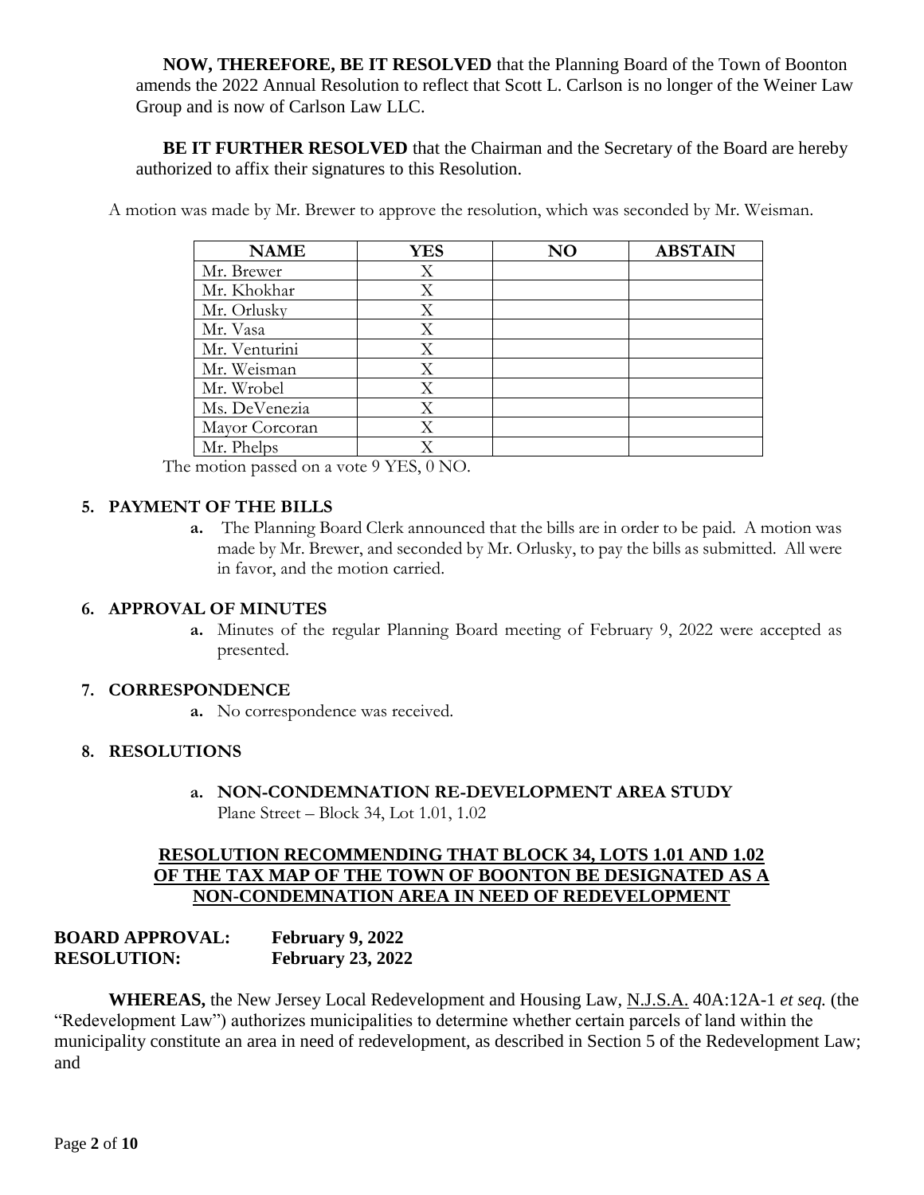**NOW, THEREFORE, BE IT RESOLVED** that the Planning Board of the Town of Boonton amends the 2022 Annual Resolution to reflect that Scott L. Carlson is no longer of the Weiner Law Group and is now of Carlson Law LLC.

**BE IT FURTHER RESOLVED** that the Chairman and the Secretary of the Board are hereby authorized to affix their signatures to this Resolution.

A motion was made by Mr. Brewer to approve the resolution, which was seconded by Mr. Weisman.

| NAME | YES | NO | ABSTAIN |
|---|---|---|---|
| Mr. Brewer | X | | |
| Mr. Khokhar | X | | |
| Mr. Orlusky | X | | |
| Mr. Vasa | X | | |
| Mr. Venturini | X | | |
| Mr. Weisman | X | | |
| Mr. Wrobel | X | | |
| Ms. DeVenezia | X | | |
| Mayor Corcoran | X | | |
| Mr. Phelps | X | | |

The motion passed on a vote 9 YES, 0 NO.

**5. PAYMENT OF THE BILLS**

**a.** The Planning Board Clerk announced that the bills are in order to be paid. A motion was made by Mr. Brewer, and seconded by Mr. Orlusky, to pay the bills as submitted. All were in favor, and the motion carried.

**6. APPROVAL OF MINUTES**

**a.** Minutes of the regular Planning Board meeting of February 9, 2022 were accepted as presented.

**7. CORRESPONDENCE**

**a.** No correspondence was received.

**8. RESOLUTIONS**

**a. NON-CONDEMNATION RE-DEVELOPMENT AREA STUDY**
Plane Street – Block 34, Lot 1.01, 1.02

**RESOLUTION RECOMMENDING THAT BLOCK 34, LOTS 1.01 AND 1.02 OF THE TAX MAP OF THE TOWN OF BOONTON BE DESIGNATED AS A NON-CONDEMNATION AREA IN NEED OF REDEVELOPMENT**

**BOARD APPROVAL: February 9, 2022**
**RESOLUTION: February 23, 2022**

**WHEREAS,** the New Jersey Local Redevelopment and Housing Law, N.J.S.A. 40A:12A-1 *et seq.* (the "Redevelopment Law") authorizes municipalities to determine whether certain parcels of land within the municipality constitute an area in need of redevelopment, as described in Section 5 of the Redevelopment Law; and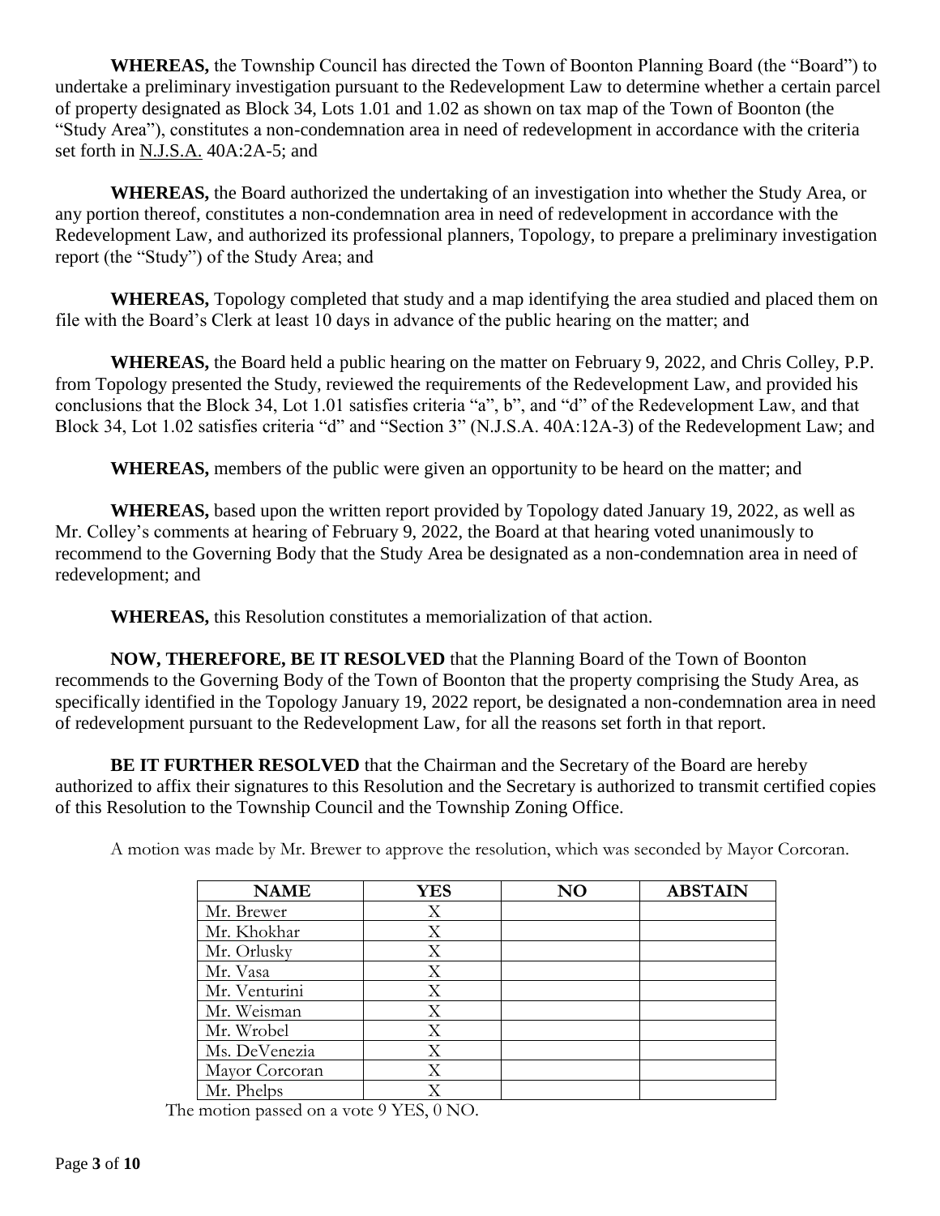**WHEREAS,** the Township Council has directed the Town of Boonton Planning Board (the "Board") to undertake a preliminary investigation pursuant to the Redevelopment Law to determine whether a certain parcel of property designated as Block 34, Lots 1.01 and 1.02 as shown on tax map of the Town of Boonton (the "Study Area"), constitutes a non-condemnation area in need of redevelopment in accordance with the criteria set forth in N.J.S.A. 40A:2A-5; and

**WHEREAS,** the Board authorized the undertaking of an investigation into whether the Study Area, or any portion thereof, constitutes a non-condemnation area in need of redevelopment in accordance with the Redevelopment Law, and authorized its professional planners, Topology, to prepare a preliminary investigation report (the "Study") of the Study Area; and

**WHEREAS,** Topology completed that study and a map identifying the area studied and placed them on file with the Board's Clerk at least 10 days in advance of the public hearing on the matter; and

**WHEREAS,** the Board held a public hearing on the matter on February 9, 2022, and Chris Colley, P.P. from Topology presented the Study, reviewed the requirements of the Redevelopment Law, and provided his conclusions that the Block 34, Lot 1.01 satisfies criteria "a", b", and "d" of the Redevelopment Law, and that Block 34, Lot 1.02 satisfies criteria "d" and "Section 3" (N.J.S.A. 40A:12A-3) of the Redevelopment Law; and

**WHEREAS,** members of the public were given an opportunity to be heard on the matter; and

**WHEREAS,** based upon the written report provided by Topology dated January 19, 2022, as well as Mr. Colley's comments at hearing of February 9, 2022, the Board at that hearing voted unanimously to recommend to the Governing Body that the Study Area be designated as a non-condemnation area in need of redevelopment; and

**WHEREAS,** this Resolution constitutes a memorialization of that action.

**NOW, THEREFORE, BE IT RESOLVED** that the Planning Board of the Town of Boonton recommends to the Governing Body of the Town of Boonton that the property comprising the Study Area, as specifically identified in the Topology January 19, 2022 report, be designated a non-condemnation area in need of redevelopment pursuant to the Redevelopment Law, for all the reasons set forth in that report.

**BE IT FURTHER RESOLVED** that the Chairman and the Secretary of the Board are hereby authorized to affix their signatures to this Resolution and the Secretary is authorized to transmit certified copies of this Resolution to the Township Council and the Township Zoning Office.

A motion was made by Mr. Brewer to approve the resolution, which was seconded by Mayor Corcoran.

| NAME | YES | NO | ABSTAIN |
|---|---|---|---|
| Mr. Brewer | X | | |
| Mr. Khokhar | X | | |
| Mr. Orlusky | X | | |
| Mr. Vasa | X | | |
| Mr. Venturini | X | | |
| Mr. Weisman | X | | |
| Mr. Wrobel | X | | |
| Ms. DeVenezia | X | | |
| Mayor Corcoran | X | | |
| Mr. Phelps | X | | |

The motion passed on a vote 9 YES, 0 NO.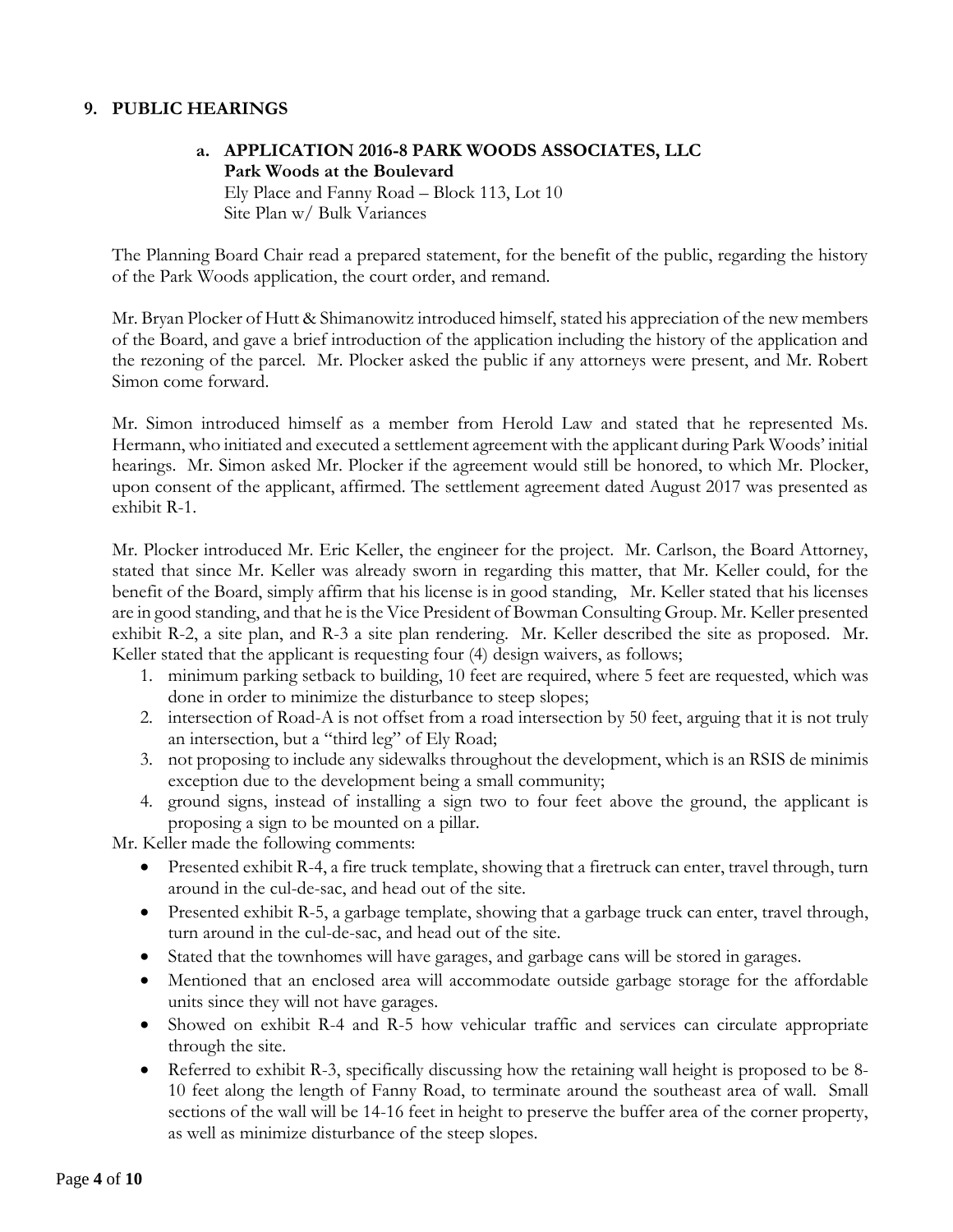## 9. PUBLIC HEARINGS

### a. APPLICATION 2016-8 PARK WOODS ASSOCIATES, LLC

**Park Woods at the Boulevard**
Ely Place and Fanny Road – Block 113, Lot 10
Site Plan w/ Bulk Variances

The Planning Board Chair read a prepared statement, for the benefit of the public, regarding the history of the Park Woods application, the court order, and remand.

Mr. Bryan Plocker of Hutt & Shimanowitz introduced himself, stated his appreciation of the new members of the Board, and gave a brief introduction of the application including the history of the application and the rezoning of the parcel. Mr. Plocker asked the public if any attorneys were present, and Mr. Robert Simon come forward.

Mr. Simon introduced himself as a member from Herold Law and stated that he represented Ms. Hermann, who initiated and executed a settlement agreement with the applicant during Park Woods' initial hearings. Mr. Simon asked Mr. Plocker if the agreement would still be honored, to which Mr. Plocker, upon consent of the applicant, affirmed. The settlement agreement dated August 2017 was presented as exhibit R-1.

Mr. Plocker introduced Mr. Eric Keller, the engineer for the project. Mr. Carlson, the Board Attorney, stated that since Mr. Keller was already sworn in regarding this matter, that Mr. Keller could, for the benefit of the Board, simply affirm that his license is in good standing, Mr. Keller stated that his licenses are in good standing, and that he is the Vice President of Bowman Consulting Group. Mr. Keller presented exhibit R-2, a site plan, and R-3 a site plan rendering. Mr. Keller described the site as proposed. Mr. Keller stated that the applicant is requesting four (4) design waivers, as follows;

1. minimum parking setback to building, 10 feet are required, where 5 feet are requested, which was done in order to minimize the disturbance to steep slopes;
2. intersection of Road-A is not offset from a road intersection by 50 feet, arguing that it is not truly an intersection, but a "third leg" of Ely Road;
3. not proposing to include any sidewalks throughout the development, which is an RSIS de minimis exception due to the development being a small community;
4. ground signs, instead of installing a sign two to four feet above the ground, the applicant is proposing a sign to be mounted on a pillar.

Mr. Keller made the following comments:

- Presented exhibit R-4, a fire truck template, showing that a firetruck can enter, travel through, turn around in the cul-de-sac, and head out of the site.
- Presented exhibit R-5, a garbage template, showing that a garbage truck can enter, travel through, turn around in the cul-de-sac, and head out of the site.
- Stated that the townhomes will have garages, and garbage cans will be stored in garages.
- Mentioned that an enclosed area will accommodate outside garbage storage for the affordable units since they will not have garages.
- Showed on exhibit R-4 and R-5 how vehicular traffic and services can circulate appropriate through the site.
- Referred to exhibit R-3, specifically discussing how the retaining wall height is proposed to be 8-10 feet along the length of Fanny Road, to terminate around the southeast area of wall. Small sections of the wall will be 14-16 feet in height to preserve the buffer area of the corner property, as well as minimize disturbance of the steep slopes.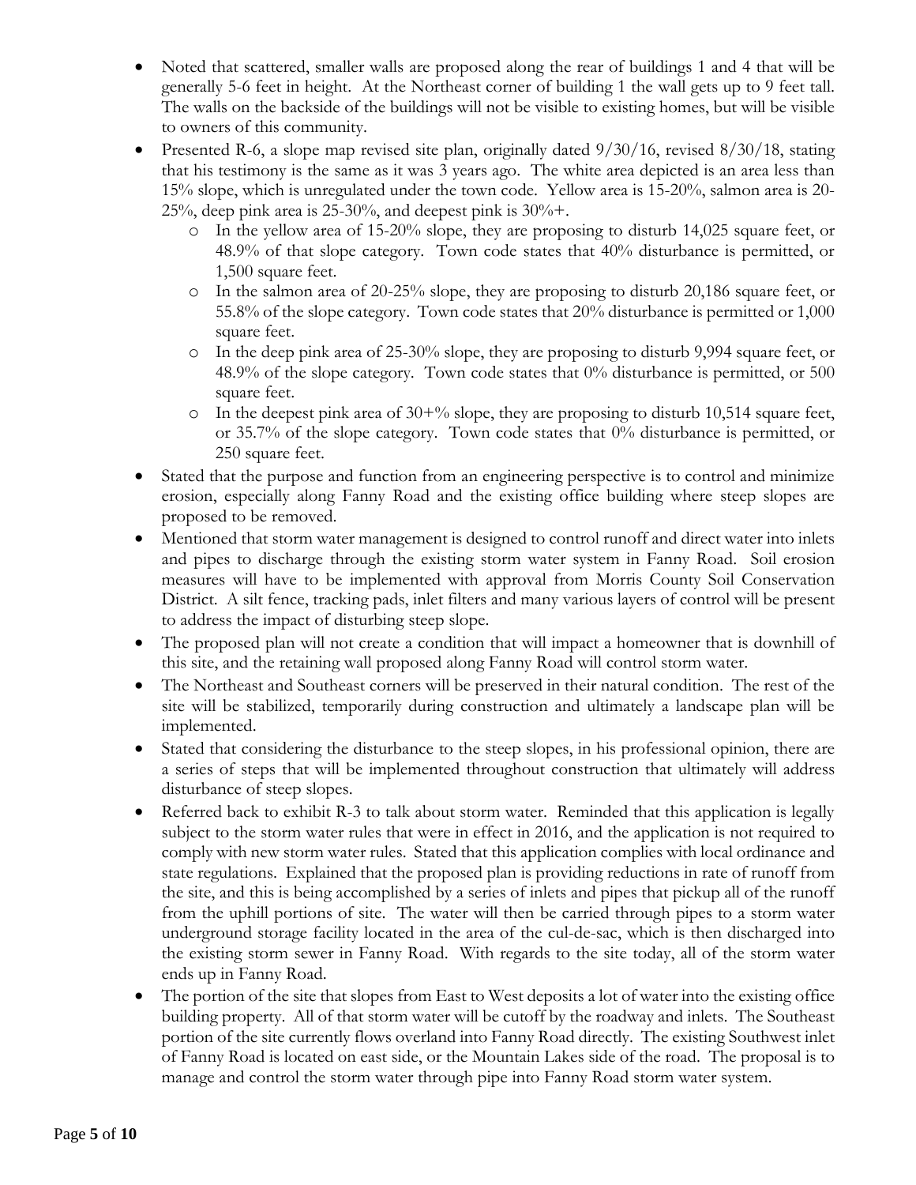- Noted that scattered, smaller walls are proposed along the rear of buildings 1 and 4 that will be generally 5-6 feet in height. At the Northeast corner of building 1 the wall gets up to 9 feet tall. The walls on the backside of the buildings will not be visible to existing homes, but will be visible to owners of this community.
- Presented R-6, a slope map revised site plan, originally dated 9/30/16, revised 8/30/18, stating that his testimony is the same as it was 3 years ago. The white area depicted is an area less than 15% slope, which is unregulated under the town code. Yellow area is 15-20%, salmon area is 20-25%, deep pink area is 25-30%, and deepest pink is 30%+.
  - In the yellow area of 15-20% slope, they are proposing to disturb 14,025 square feet, or 48.9% of that slope category. Town code states that 40% disturbance is permitted, or 1,500 square feet.
  - In the salmon area of 20-25% slope, they are proposing to disturb 20,186 square feet, or 55.8% of the slope category. Town code states that 20% disturbance is permitted or 1,000 square feet.
  - In the deep pink area of 25-30% slope, they are proposing to disturb 9,994 square feet, or 48.9% of the slope category. Town code states that 0% disturbance is permitted, or 500 square feet.
  - In the deepest pink area of 30+% slope, they are proposing to disturb 10,514 square feet, or 35.7% of the slope category. Town code states that 0% disturbance is permitted, or 250 square feet.
- Stated that the purpose and function from an engineering perspective is to control and minimize erosion, especially along Fanny Road and the existing office building where steep slopes are proposed to be removed.
- Mentioned that storm water management is designed to control runoff and direct water into inlets and pipes to discharge through the existing storm water system in Fanny Road. Soil erosion measures will have to be implemented with approval from Morris County Soil Conservation District. A silt fence, tracking pads, inlet filters and many various layers of control will be present to address the impact of disturbing steep slope.
- The proposed plan will not create a condition that will impact a homeowner that is downhill of this site, and the retaining wall proposed along Fanny Road will control storm water.
- The Northeast and Southeast corners will be preserved in their natural condition. The rest of the site will be stabilized, temporarily during construction and ultimately a landscape plan will be implemented.
- Stated that considering the disturbance to the steep slopes, in his professional opinion, there are a series of steps that will be implemented throughout construction that ultimately will address disturbance of steep slopes.
- Referred back to exhibit R-3 to talk about storm water. Reminded that this application is legally subject to the storm water rules that were in effect in 2016, and the application is not required to comply with new storm water rules. Stated that this application complies with local ordinance and state regulations. Explained that the proposed plan is providing reductions in rate of runoff from the site, and this is being accomplished by a series of inlets and pipes that pickup all of the runoff from the uphill portions of site. The water will then be carried through pipes to a storm water underground storage facility located in the area of the cul-de-sac, which is then discharged into the existing storm sewer in Fanny Road. With regards to the site today, all of the storm water ends up in Fanny Road.
- The portion of the site that slopes from East to West deposits a lot of water into the existing office building property. All of that storm water will be cutoff by the roadway and inlets. The Southeast portion of the site currently flows overland into Fanny Road directly. The existing Southwest inlet of Fanny Road is located on east side, or the Mountain Lakes side of the road. The proposal is to manage and control the storm water through pipe into Fanny Road storm water system.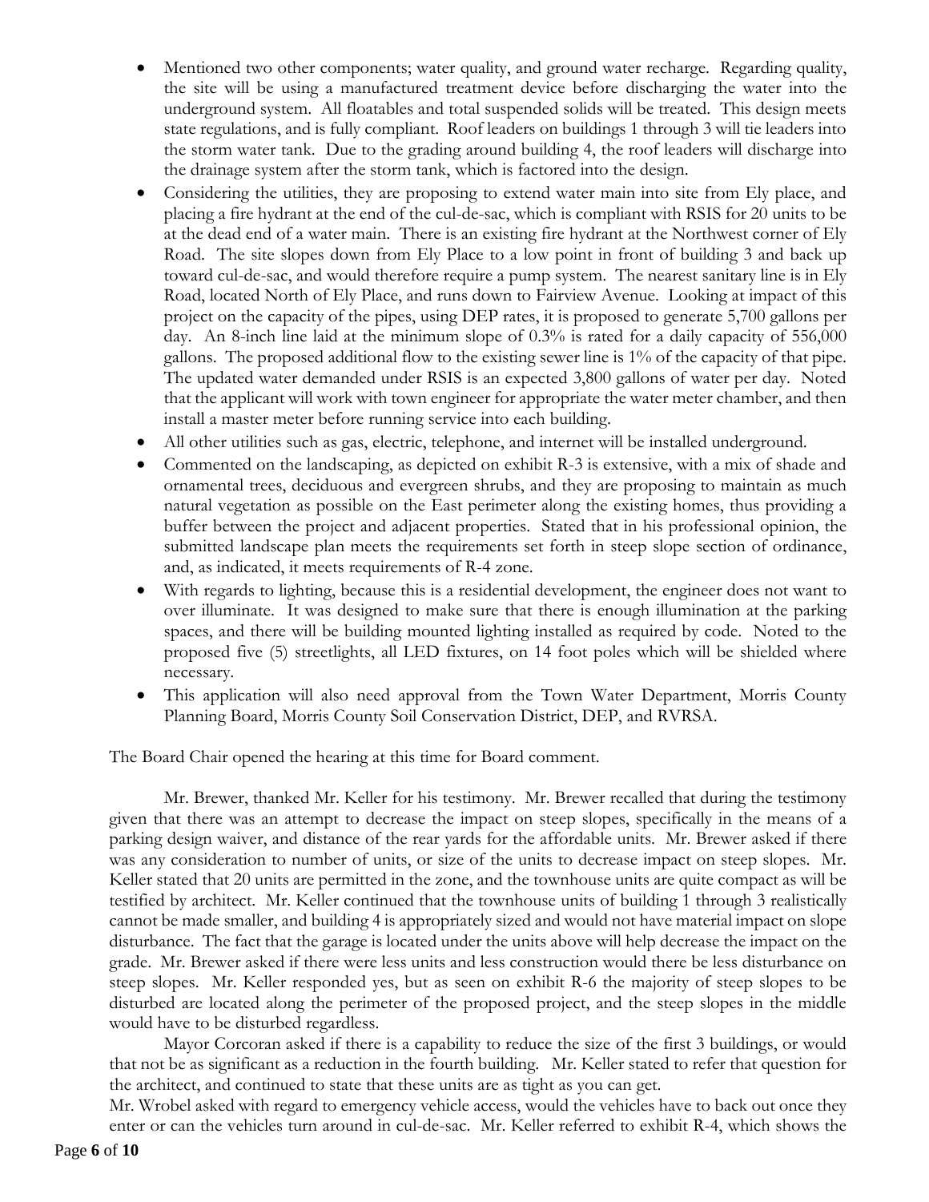- Mentioned two other components; water quality, and ground water recharge. Regarding quality, the site will be using a manufactured treatment device before discharging the water into the underground system. All floatables and total suspended solids will be treated. This design meets state regulations, and is fully compliant. Roof leaders on buildings 1 through 3 will tie leaders into the storm water tank. Due to the grading around building 4, the roof leaders will discharge into the drainage system after the storm tank, which is factored into the design.
- Considering the utilities, they are proposing to extend water main into site from Ely place, and placing a fire hydrant at the end of the cul-de-sac, which is compliant with RSIS for 20 units to be at the dead end of a water main. There is an existing fire hydrant at the Northwest corner of Ely Road. The site slopes down from Ely Place to a low point in front of building 3 and back up toward cul-de-sac, and would therefore require a pump system. The nearest sanitary line is in Ely Road, located North of Ely Place, and runs down to Fairview Avenue. Looking at impact of this project on the capacity of the pipes, using DEP rates, it is proposed to generate 5,700 gallons per day. An 8-inch line laid at the minimum slope of 0.3% is rated for a daily capacity of 556,000 gallons. The proposed additional flow to the existing sewer line is 1% of the capacity of that pipe. The updated water demanded under RSIS is an expected 3,800 gallons of water per day. Noted that the applicant will work with town engineer for appropriate the water meter chamber, and then install a master meter before running service into each building.
- All other utilities such as gas, electric, telephone, and internet will be installed underground.
- Commented on the landscaping, as depicted on exhibit R-3 is extensive, with a mix of shade and ornamental trees, deciduous and evergreen shrubs, and they are proposing to maintain as much natural vegetation as possible on the East perimeter along the existing homes, thus providing a buffer between the project and adjacent properties. Stated that in his professional opinion, the submitted landscape plan meets the requirements set forth in steep slope section of ordinance, and, as indicated, it meets requirements of R-4 zone.
- With regards to lighting, because this is a residential development, the engineer does not want to over illuminate. It was designed to make sure that there is enough illumination at the parking spaces, and there will be building mounted lighting installed as required by code. Noted to the proposed five (5) streetlights, all LED fixtures, on 14 foot poles which will be shielded where necessary.
- This application will also need approval from the Town Water Department, Morris County Planning Board, Morris County Soil Conservation District, DEP, and RVRSA.

The Board Chair opened the hearing at this time for Board comment.

Mr. Brewer, thanked Mr. Keller for his testimony. Mr. Brewer recalled that during the testimony given that there was an attempt to decrease the impact on steep slopes, specifically in the means of a parking design waiver, and distance of the rear yards for the affordable units. Mr. Brewer asked if there was any consideration to number of units, or size of the units to decrease impact on steep slopes. Mr. Keller stated that 20 units are permitted in the zone, and the townhouse units are quite compact as will be testified by architect. Mr. Keller continued that the townhouse units of building 1 through 3 realistically cannot be made smaller, and building 4 is appropriately sized and would not have material impact on slope disturbance. The fact that the garage is located under the units above will help decrease the impact on the grade. Mr. Brewer asked if there were less units and less construction would there be less disturbance on steep slopes. Mr. Keller responded yes, but as seen on exhibit R-6 the majority of steep slopes to be disturbed are located along the perimeter of the proposed project, and the steep slopes in the middle would have to be disturbed regardless.

Mayor Corcoran asked if there is a capability to reduce the size of the first 3 buildings, or would that not be as significant as a reduction in the fourth building. Mr. Keller stated to refer that question for the architect, and continued to state that these units are as tight as you can get.

Mr. Wrobel asked with regard to emergency vehicle access, would the vehicles have to back out once they enter or can the vehicles turn around in cul-de-sac. Mr. Keller referred to exhibit R-4, which shows the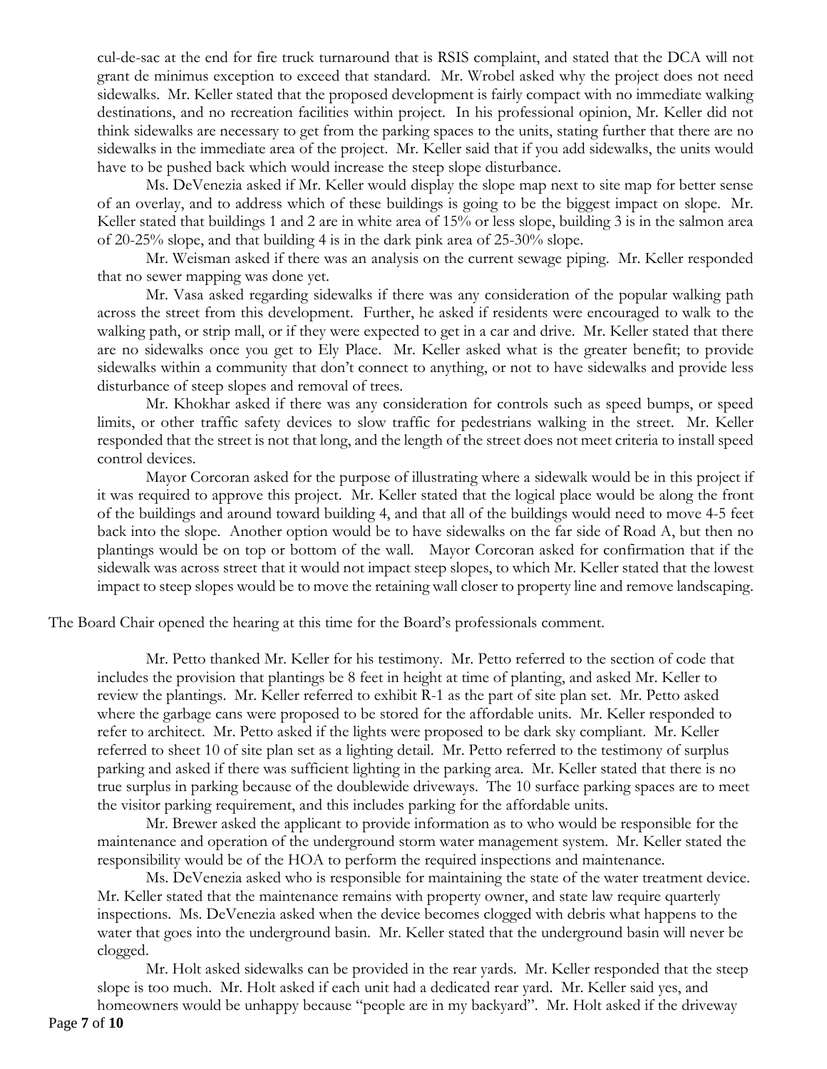cul-de-sac at the end for fire truck turnaround that is RSIS complaint, and stated that the DCA will not grant de minimus exception to exceed that standard. Mr. Wrobel asked why the project does not need sidewalks. Mr. Keller stated that the proposed development is fairly compact with no immediate walking destinations, and no recreation facilities within project. In his professional opinion, Mr. Keller did not think sidewalks are necessary to get from the parking spaces to the units, stating further that there are no sidewalks in the immediate area of the project. Mr. Keller said that if you add sidewalks, the units would have to be pushed back which would increase the steep slope disturbance.

Ms. DeVenezia asked if Mr. Keller would display the slope map next to site map for better sense of an overlay, and to address which of these buildings is going to be the biggest impact on slope. Mr. Keller stated that buildings 1 and 2 are in white area of 15% or less slope, building 3 is in the salmon area of 20-25% slope, and that building 4 is in the dark pink area of 25-30% slope.

Mr. Weisman asked if there was an analysis on the current sewage piping. Mr. Keller responded that no sewer mapping was done yet.

Mr. Vasa asked regarding sidewalks if there was any consideration of the popular walking path across the street from this development. Further, he asked if residents were encouraged to walk to the walking path, or strip mall, or if they were expected to get in a car and drive. Mr. Keller stated that there are no sidewalks once you get to Ely Place. Mr. Keller asked what is the greater benefit; to provide sidewalks within a community that don't connect to anything, or not to have sidewalks and provide less disturbance of steep slopes and removal of trees.

Mr. Khokhar asked if there was any consideration for controls such as speed bumps, or speed limits, or other traffic safety devices to slow traffic for pedestrians walking in the street. Mr. Keller responded that the street is not that long, and the length of the street does not meet criteria to install speed control devices.

Mayor Corcoran asked for the purpose of illustrating where a sidewalk would be in this project if it was required to approve this project. Mr. Keller stated that the logical place would be along the front of the buildings and around toward building 4, and that all of the buildings would need to move 4-5 feet back into the slope. Another option would be to have sidewalks on the far side of Road A, but then no plantings would be on top or bottom of the wall. Mayor Corcoran asked for confirmation that if the sidewalk was across street that it would not impact steep slopes, to which Mr. Keller stated that the lowest impact to steep slopes would be to move the retaining wall closer to property line and remove landscaping.

The Board Chair opened the hearing at this time for the Board's professionals comment.

Mr. Petto thanked Mr. Keller for his testimony. Mr. Petto referred to the section of code that includes the provision that plantings be 8 feet in height at time of planting, and asked Mr. Keller to review the plantings. Mr. Keller referred to exhibit R-1 as the part of site plan set. Mr. Petto asked where the garbage cans were proposed to be stored for the affordable units. Mr. Keller responded to refer to architect. Mr. Petto asked if the lights were proposed to be dark sky compliant. Mr. Keller referred to sheet 10 of site plan set as a lighting detail. Mr. Petto referred to the testimony of surplus parking and asked if there was sufficient lighting in the parking area. Mr. Keller stated that there is no true surplus in parking because of the doublewide driveways. The 10 surface parking spaces are to meet the visitor parking requirement, and this includes parking for the affordable units.

Mr. Brewer asked the applicant to provide information as to who would be responsible for the maintenance and operation of the underground storm water management system. Mr. Keller stated the responsibility would be of the HOA to perform the required inspections and maintenance.

Ms. DeVenezia asked who is responsible for maintaining the state of the water treatment device. Mr. Keller stated that the maintenance remains with property owner, and state law require quarterly inspections. Ms. DeVenezia asked when the device becomes clogged with debris what happens to the water that goes into the underground basin. Mr. Keller stated that the underground basin will never be clogged.

Mr. Holt asked sidewalks can be provided in the rear yards. Mr. Keller responded that the steep slope is too much. Mr. Holt asked if each unit had a dedicated rear yard. Mr. Keller said yes, and homeowners would be unhappy because "people are in my backyard". Mr. Holt asked if the driveway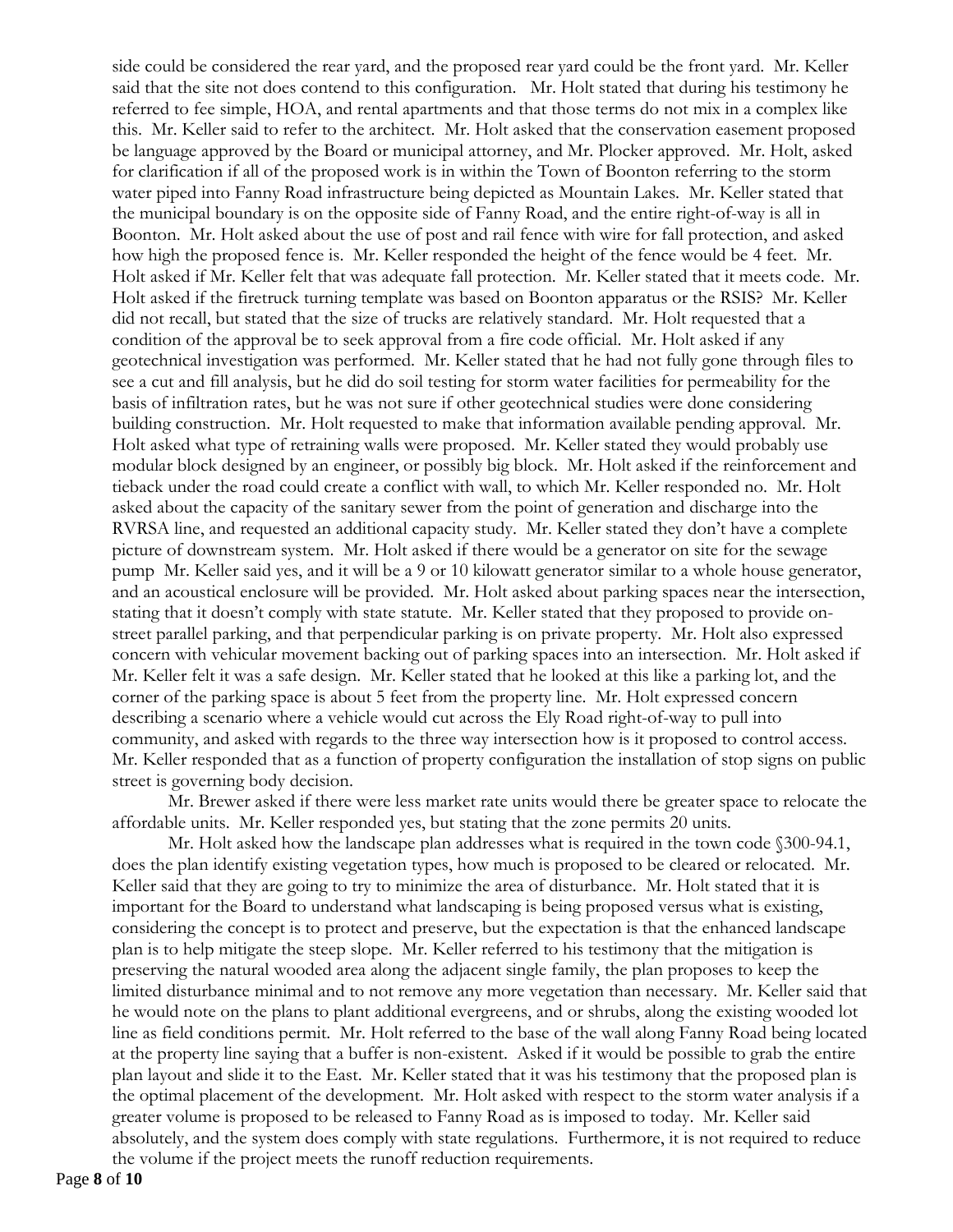side could be considered the rear yard, and the proposed rear yard could be the front yard. Mr. Keller said that the site not does contend to this configuration. Mr. Holt stated that during his testimony he referred to fee simple, HOA, and rental apartments and that those terms do not mix in a complex like this. Mr. Keller said to refer to the architect. Mr. Holt asked that the conservation easement proposed be language approved by the Board or municipal attorney, and Mr. Plocker approved. Mr. Holt, asked for clarification if all of the proposed work is in within the Town of Boonton referring to the storm water piped into Fanny Road infrastructure being depicted as Mountain Lakes. Mr. Keller stated that the municipal boundary is on the opposite side of Fanny Road, and the entire right-of-way is all in Boonton. Mr. Holt asked about the use of post and rail fence with wire for fall protection, and asked how high the proposed fence is. Mr. Keller responded the height of the fence would be 4 feet. Mr. Holt asked if Mr. Keller felt that was adequate fall protection. Mr. Keller stated that it meets code. Mr. Holt asked if the firetruck turning template was based on Boonton apparatus or the RSIS? Mr. Keller did not recall, but stated that the size of trucks are relatively standard. Mr. Holt requested that a condition of the approval be to seek approval from a fire code official. Mr. Holt asked if any geotechnical investigation was performed. Mr. Keller stated that he had not fully gone through files to see a cut and fill analysis, but he did do soil testing for storm water facilities for permeability for the basis of infiltration rates, but he was not sure if other geotechnical studies were done considering building construction. Mr. Holt requested to make that information available pending approval. Mr. Holt asked what type of retraining walls were proposed. Mr. Keller stated they would probably use modular block designed by an engineer, or possibly big block. Mr. Holt asked if the reinforcement and tieback under the road could create a conflict with wall, to which Mr. Keller responded no. Mr. Holt asked about the capacity of the sanitary sewer from the point of generation and discharge into the RVRSA line, and requested an additional capacity study. Mr. Keller stated they don't have a complete picture of downstream system. Mr. Holt asked if there would be a generator on site for the sewage pump Mr. Keller said yes, and it will be a 9 or 10 kilowatt generator similar to a whole house generator, and an acoustical enclosure will be provided. Mr. Holt asked about parking spaces near the intersection, stating that it doesn't comply with state statute. Mr. Keller stated that they proposed to provide on-street parallel parking, and that perpendicular parking is on private property. Mr. Holt also expressed concern with vehicular movement backing out of parking spaces into an intersection. Mr. Holt asked if Mr. Keller felt it was a safe design. Mr. Keller stated that he looked at this like a parking lot, and the corner of the parking space is about 5 feet from the property line. Mr. Holt expressed concern describing a scenario where a vehicle would cut across the Ely Road right-of-way to pull into community, and asked with regards to the three way intersection how is it proposed to control access. Mr. Keller responded that as a function of property configuration the installation of stop signs on public street is governing body decision.

Mr. Brewer asked if there were less market rate units would there be greater space to relocate the affordable units. Mr. Keller responded yes, but stating that the zone permits 20 units.

Mr. Holt asked how the landscape plan addresses what is required in the town code §300-94.1, does the plan identify existing vegetation types, how much is proposed to be cleared or relocated. Mr. Keller said that they are going to try to minimize the area of disturbance. Mr. Holt stated that it is important for the Board to understand what landscaping is being proposed versus what is existing, considering the concept is to protect and preserve, but the expectation is that the enhanced landscape plan is to help mitigate the steep slope. Mr. Keller referred to his testimony that the mitigation is preserving the natural wooded area along the adjacent single family, the plan proposes to keep the limited disturbance minimal and to not remove any more vegetation than necessary. Mr. Keller said that he would note on the plans to plant additional evergreens, and or shrubs, along the existing wooded lot line as field conditions permit. Mr. Holt referred to the base of the wall along Fanny Road being located at the property line saying that a buffer is non-existent. Asked if it would be possible to grab the entire plan layout and slide it to the East. Mr. Keller stated that it was his testimony that the proposed plan is the optimal placement of the development. Mr. Holt asked with respect to the storm water analysis if a greater volume is proposed to be released to Fanny Road as is imposed to today. Mr. Keller said absolutely, and the system does comply with state regulations. Furthermore, it is not required to reduce the volume if the project meets the runoff reduction requirements.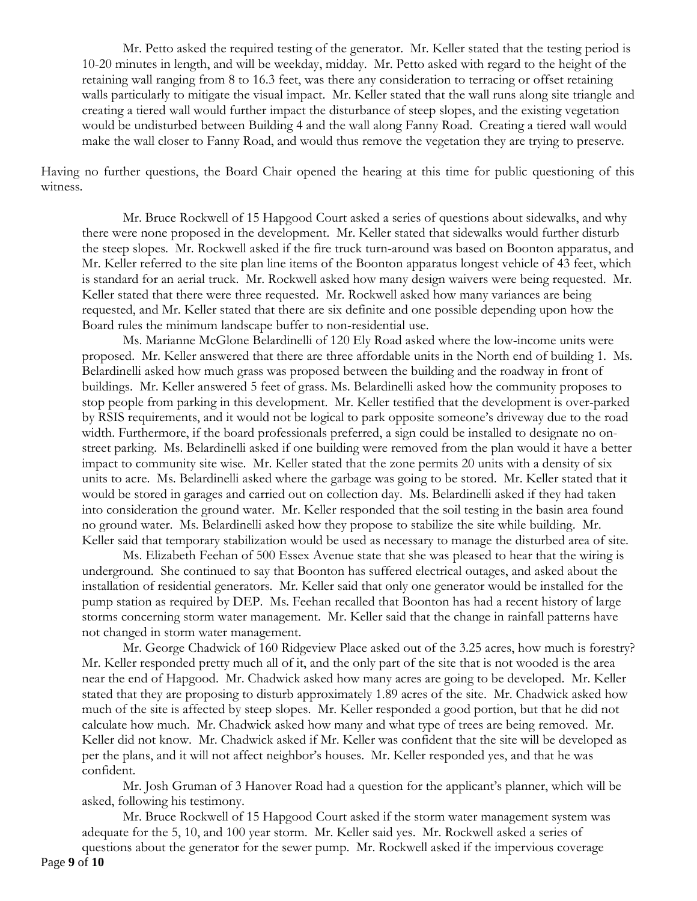Mr. Petto asked the required testing of the generator. Mr. Keller stated that the testing period is 10-20 minutes in length, and will be weekday, midday. Mr. Petto asked with regard to the height of the retaining wall ranging from 8 to 16.3 feet, was there any consideration to terracing or offset retaining walls particularly to mitigate the visual impact. Mr. Keller stated that the wall runs along site triangle and creating a tiered wall would further impact the disturbance of steep slopes, and the existing vegetation would be undisturbed between Building 4 and the wall along Fanny Road. Creating a tiered wall would make the wall closer to Fanny Road, and would thus remove the vegetation they are trying to preserve.

Having no further questions, the Board Chair opened the hearing at this time for public questioning of this witness.

Mr. Bruce Rockwell of 15 Hapgood Court asked a series of questions about sidewalks, and why there were none proposed in the development. Mr. Keller stated that sidewalks would further disturb the steep slopes. Mr. Rockwell asked if the fire truck turn-around was based on Boonton apparatus, and Mr. Keller referred to the site plan line items of the Boonton apparatus longest vehicle of 43 feet, which is standard for an aerial truck. Mr. Rockwell asked how many design waivers were being requested. Mr. Keller stated that there were three requested. Mr. Rockwell asked how many variances are being requested, and Mr. Keller stated that there are six definite and one possible depending upon how the Board rules the minimum landscape buffer to non-residential use.

Ms. Marianne McGlone Belardinelli of 120 Ely Road asked where the low-income units were proposed. Mr. Keller answered that there are three affordable units in the North end of building 1. Ms. Belardinelli asked how much grass was proposed between the building and the roadway in front of buildings. Mr. Keller answered 5 feet of grass. Ms. Belardinelli asked how the community proposes to stop people from parking in this development. Mr. Keller testified that the development is over-parked by RSIS requirements, and it would not be logical to park opposite someone's driveway due to the road width. Furthermore, if the board professionals preferred, a sign could be installed to designate no on-street parking. Ms. Belardinelli asked if one building were removed from the plan would it have a better impact to community site wise. Mr. Keller stated that the zone permits 20 units with a density of six units to acre. Ms. Belardinelli asked where the garbage was going to be stored. Mr. Keller stated that it would be stored in garages and carried out on collection day. Ms. Belardinelli asked if they had taken into consideration the ground water. Mr. Keller responded that the soil testing in the basin area found no ground water. Ms. Belardinelli asked how they propose to stabilize the site while building. Mr. Keller said that temporary stabilization would be used as necessary to manage the disturbed area of site.

Ms. Elizabeth Feehan of 500 Essex Avenue state that she was pleased to hear that the wiring is underground. She continued to say that Boonton has suffered electrical outages, and asked about the installation of residential generators. Mr. Keller said that only one generator would be installed for the pump station as required by DEP. Ms. Feehan recalled that Boonton has had a recent history of large storms concerning storm water management. Mr. Keller said that the change in rainfall patterns have not changed in storm water management.

Mr. George Chadwick of 160 Ridgeview Place asked out of the 3.25 acres, how much is forestry? Mr. Keller responded pretty much all of it, and the only part of the site that is not wooded is the area near the end of Hapgood. Mr. Chadwick asked how many acres are going to be developed. Mr. Keller stated that they are proposing to disturb approximately 1.89 acres of the site. Mr. Chadwick asked how much of the site is affected by steep slopes. Mr. Keller responded a good portion, but that he did not calculate how much. Mr. Chadwick asked how many and what type of trees are being removed. Mr. Keller did not know. Mr. Chadwick asked if Mr. Keller was confident that the site will be developed as per the plans, and it will not affect neighbor's houses. Mr. Keller responded yes, and that he was confident.

Mr. Josh Gruman of 3 Hanover Road had a question for the applicant's planner, which will be asked, following his testimony.

Mr. Bruce Rockwell of 15 Hapgood Court asked if the storm water management system was adequate for the 5, 10, and 100 year storm. Mr. Keller said yes. Mr. Rockwell asked a series of questions about the generator for the sewer pump. Mr. Rockwell asked if the impervious coverage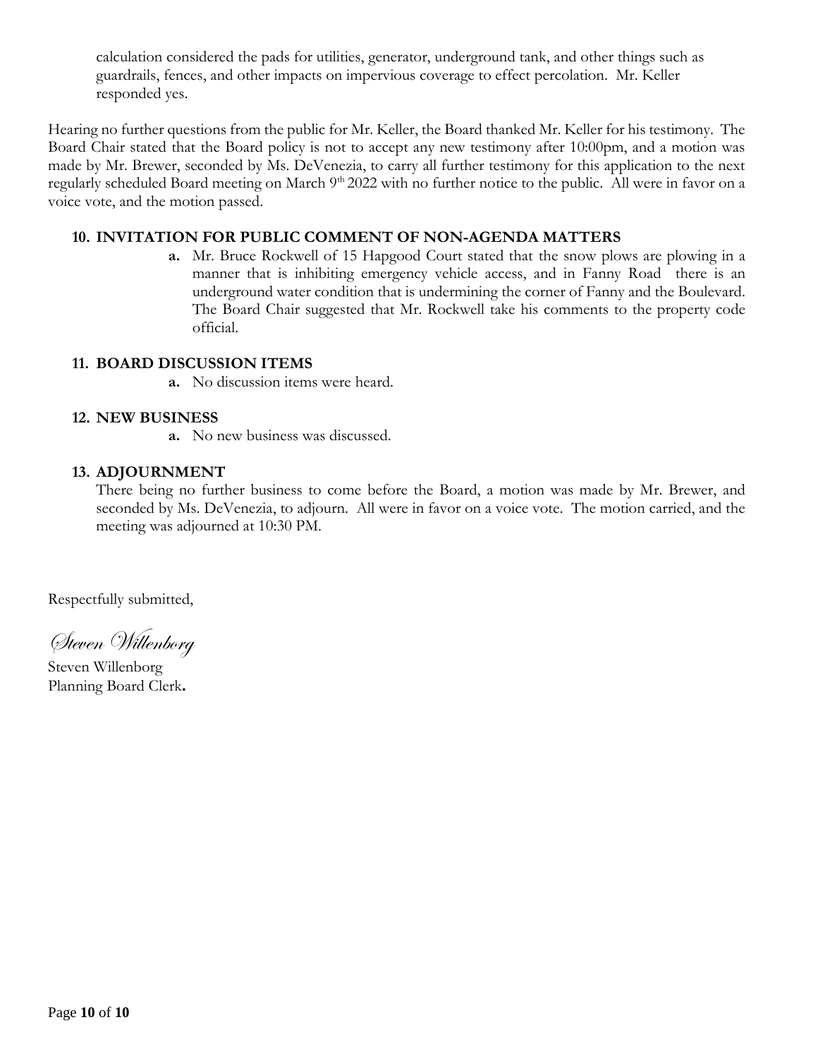calculation considered the pads for utilities, generator, underground tank, and other things such as guardrails, fences, and other impacts on impervious coverage to effect percolation. Mr. Keller responded yes.

Hearing no further questions from the public for Mr. Keller, the Board thanked Mr. Keller for his testimony. The Board Chair stated that the Board policy is not to accept any new testimony after 10:00pm, and a motion was made by Mr. Brewer, seconded by Ms. DeVenezia, to carry all further testimony for this application to the next regularly scheduled Board meeting on March 9th 2022 with no further notice to the public. All were in favor on a voice vote, and the motion passed.

## 10. INVITATION FOR PUBLIC COMMENT OF NON-AGENDA MATTERS

**a.** Mr. Bruce Rockwell of 15 Hapgood Court stated that the snow plows are plowing in a manner that is inhibiting emergency vehicle access, and in Fanny Road there is an underground water condition that is undermining the corner of Fanny and the Boulevard. The Board Chair suggested that Mr. Rockwell take his comments to the property code official.

## 11. BOARD DISCUSSION ITEMS

**a.** No discussion items were heard.

## 12. NEW BUSINESS

**a.** No new business was discussed.

## 13. ADJOURNMENT

There being no further business to come before the Board, a motion was made by Mr. Brewer, and seconded by Ms. DeVenezia, to adjourn. All were in favor on a voice vote. The motion carried, and the meeting was adjourned at 10:30 PM.

Respectfully submitted,

*Steven Willenborg*

Steven Willenborg
Planning Board Clerk**.**